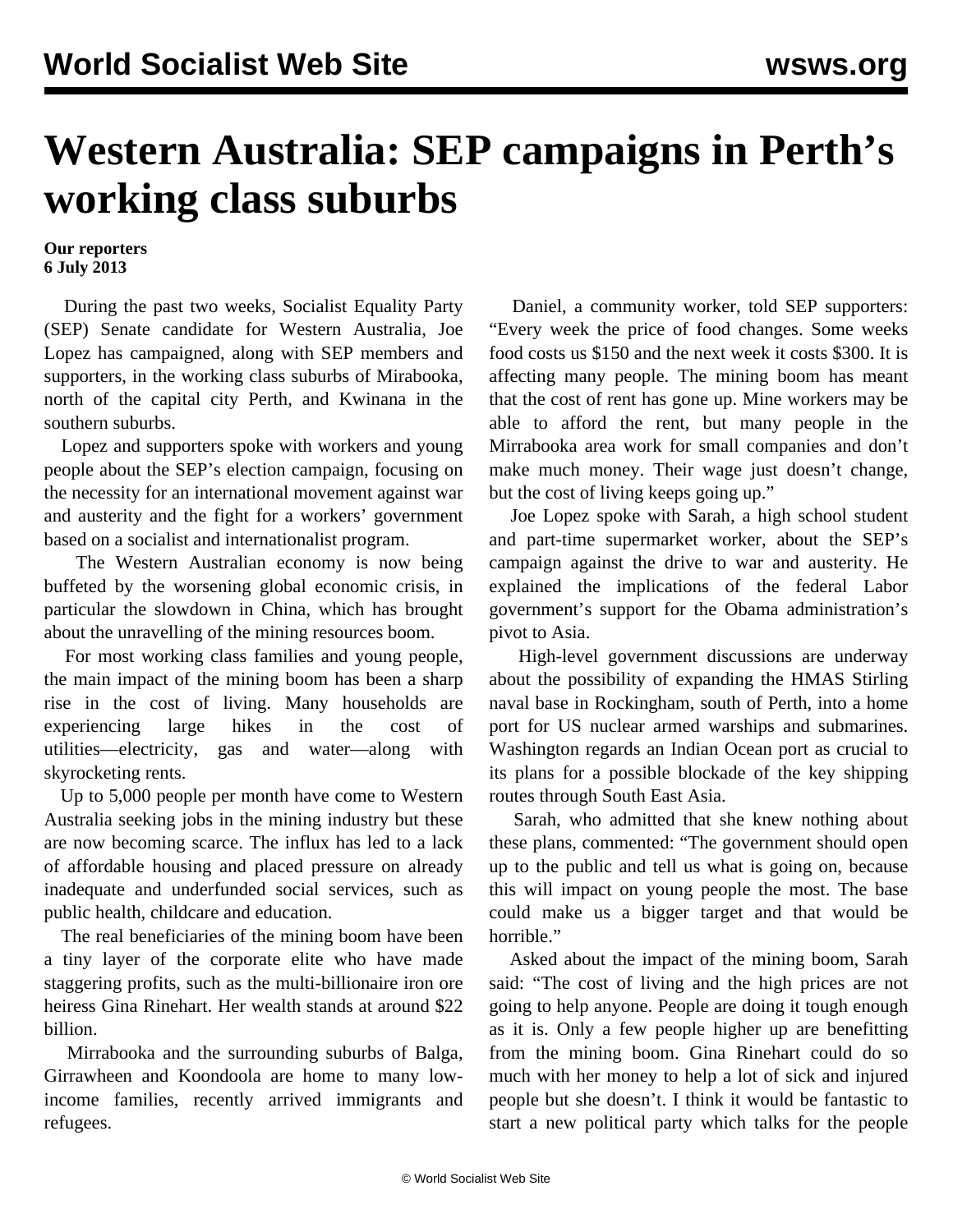# Western Australia: SEP campaigns in Perth's working class suburbs

**Our reporters**
**6 July 2013**

During the past two weeks, Socialist Equality Party (SEP) Senate candidate for Western Australia, Joe Lopez has campaigned, along with SEP members and supporters, in the working class suburbs of Mirabooka, north of the capital city Perth, and Kwinana in the southern suburbs.

Lopez and supporters spoke with workers and young people about the SEP's election campaign, focusing on the necessity for an international movement against war and austerity and the fight for a workers' government based on a socialist and internationalist program.

The Western Australian economy is now being buffeted by the worsening global economic crisis, in particular the slowdown in China, which has brought about the unravelling of the mining resources boom.

For most working class families and young people, the main impact of the mining boom has been a sharp rise in the cost of living. Many households are experiencing large hikes in the cost of utilities—electricity, gas and water—along with skyrocketing rents.

Up to 5,000 people per month have come to Western Australia seeking jobs in the mining industry but these are now becoming scarce. The influx has led to a lack of affordable housing and placed pressure on already inadequate and underfunded social services, such as public health, childcare and education.

The real beneficiaries of the mining boom have been a tiny layer of the corporate elite who have made staggering profits, such as the multi-billionaire iron ore heiress Gina Rinehart. Her wealth stands at around $22 billion.

Mirrabooka and the surrounding suburbs of Balga, Girrawheen and Koondoola are home to many low-income families, recently arrived immigrants and refugees.

Daniel, a community worker, told SEP supporters: "Every week the price of food changes. Some weeks food costs us $150 and the next week it costs $300. It is affecting many people. The mining boom has meant that the cost of rent has gone up. Mine workers may be able to afford the rent, but many people in the Mirrabooka area work for small companies and don't make much money. Their wage just doesn't change, but the cost of living keeps going up."

Joe Lopez spoke with Sarah, a high school student and part-time supermarket worker, about the SEP's campaign against the drive to war and austerity. He explained the implications of the federal Labor government's support for the Obama administration's pivot to Asia.

High-level government discussions are underway about the possibility of expanding the HMAS Stirling naval base in Rockingham, south of Perth, into a home port for US nuclear armed warships and submarines. Washington regards an Indian Ocean port as crucial to its plans for a possible blockade of the key shipping routes through South East Asia.

Sarah, who admitted that she knew nothing about these plans, commented: "The government should open up to the public and tell us what is going on, because this will impact on young people the most. The base could make us a bigger target and that would be horrible."

Asked about the impact of the mining boom, Sarah said: "The cost of living and the high prices are not going to help anyone. People are doing it tough enough as it is. Only a few people higher up are benefitting from the mining boom. Gina Rinehart could do so much with her money to help a lot of sick and injured people but she doesn't. I think it would be fantastic to start a new political party which talks for the people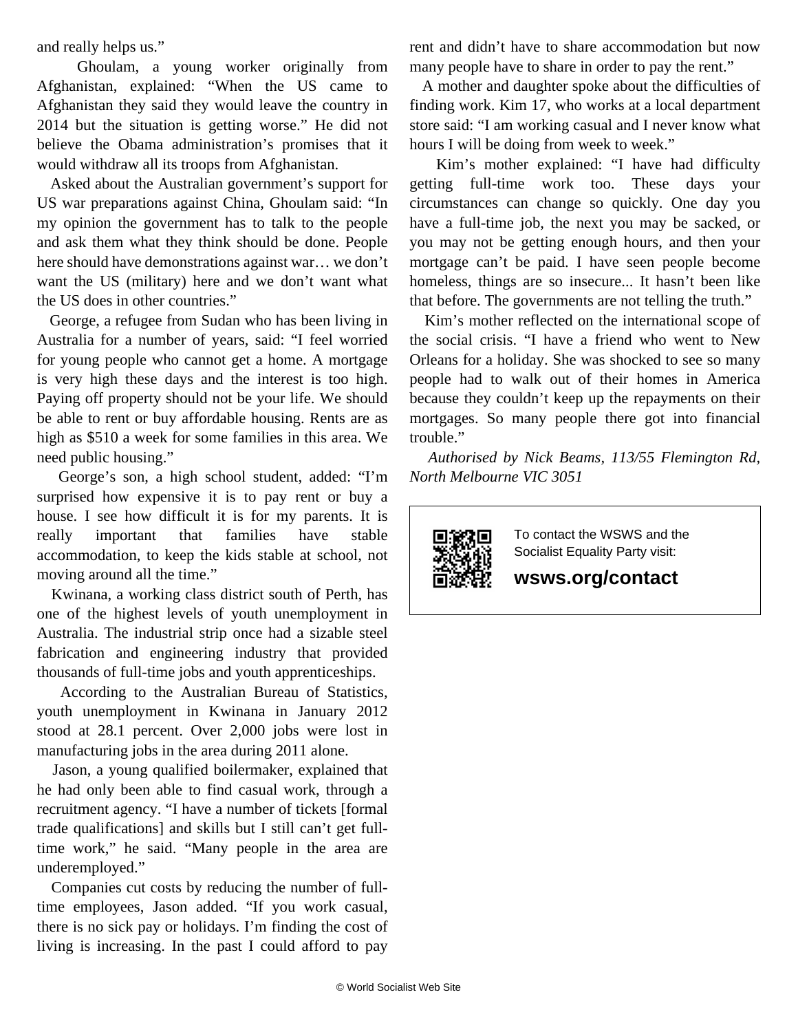and really helps us."

Ghoulam, a young worker originally from Afghanistan, explained: "When the US came to Afghanistan they said they would leave the country in 2014 but the situation is getting worse." He did not believe the Obama administration's promises that it would withdraw all its troops from Afghanistan.

Asked about the Australian government's support for US war preparations against China, Ghoulam said: "In my opinion the government has to talk to the people and ask them what they think should be done. People here should have demonstrations against war… we don't want the US (military) here and we don't want what the US does in other countries."

George, a refugee from Sudan who has been living in Australia for a number of years, said: "I feel worried for young people who cannot get a home. A mortgage is very high these days and the interest is too high. Paying off property should not be your life. We should be able to rent or buy affordable housing. Rents are as high as $510 a week for some families in this area. We need public housing."

George's son, a high school student, added: "I'm surprised how expensive it is to pay rent or buy a house. I see how difficult it is for my parents. It is really important that families have stable accommodation, to keep the kids stable at school, not moving around all the time."

Kwinana, a working class district south of Perth, has one of the highest levels of youth unemployment in Australia. The industrial strip once had a sizable steel fabrication and engineering industry that provided thousands of full-time jobs and youth apprenticeships.

According to the Australian Bureau of Statistics, youth unemployment in Kwinana in January 2012 stood at 28.1 percent. Over 2,000 jobs were lost in manufacturing jobs in the area during 2011 alone.

Jason, a young qualified boilermaker, explained that he had only been able to find casual work, through a recruitment agency. "I have a number of tickets [formal trade qualifications] and skills but I still can't get full-time work," he said. "Many people in the area are underemployed."

Companies cut costs by reducing the number of full-time employees, Jason added. "If you work casual, there is no sick pay or holidays. I'm finding the cost of living is increasing. In the past I could afford to pay rent and didn't have to share accommodation but now many people have to share in order to pay the rent."

A mother and daughter spoke about the difficulties of finding work. Kim 17, who works at a local department store said: "I am working casual and I never know what hours I will be doing from week to week."

Kim's mother explained: "I have had difficulty getting full-time work too. These days your circumstances can change so quickly. One day you have a full-time job, the next you may be sacked, or you may not be getting enough hours, and then your mortgage can't be paid. I have seen people become homeless, things are so insecure... It hasn't been like that before. The governments are not telling the truth."

Kim's mother reflected on the international scope of the social crisis. "I have a friend who went to New Orleans for a holiday. She was shocked to see so many people had to walk out of their homes in America because they couldn't keep up the repayments on their mortgages. So many people there got into financial trouble."

*Authorised by Nick Beams, 113/55 Flemington Rd, North Melbourne VIC 3051*

To contact the WSWS and the Socialist Equality Party visit:

**wsws.org/contact**